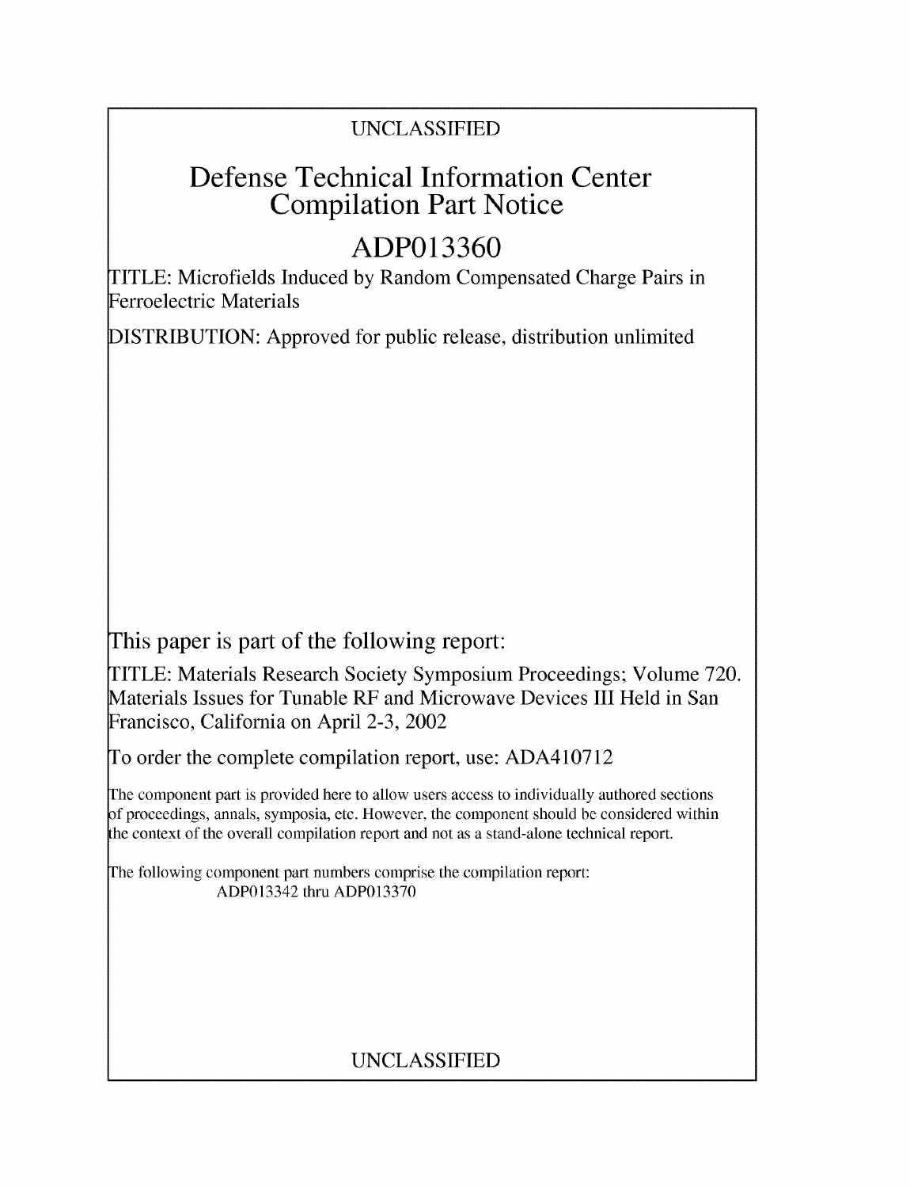UNCLASSIFIED

# Defense Technical Information Center Compilation Part Notice

## ADP013360

TITLE: Microfields Induced by Random Compensated Charge Pairs in Ferroelectric Materials

DISTRIBUTION: Approved for public release, distribution unlimited

This paper is part of the following report:

TITLE: Materials Research Society Symposium Proceedings; Volume 720. Materials Issues for Tunable RF and Microwave Devices III Held in San Francisco, California on April 2-3, 2002

To order the complete compilation report, use: ADA410712

The component part is provided here to allow users access to individually authored sections of proceedings, annals, symposia, etc. However, the component should be considered within the context of the overall compilation report and not as a stand-alone technical report.

The following component part numbers comprise the compilation report:
ADP013342 thru ADP013370

UNCLASSIFIED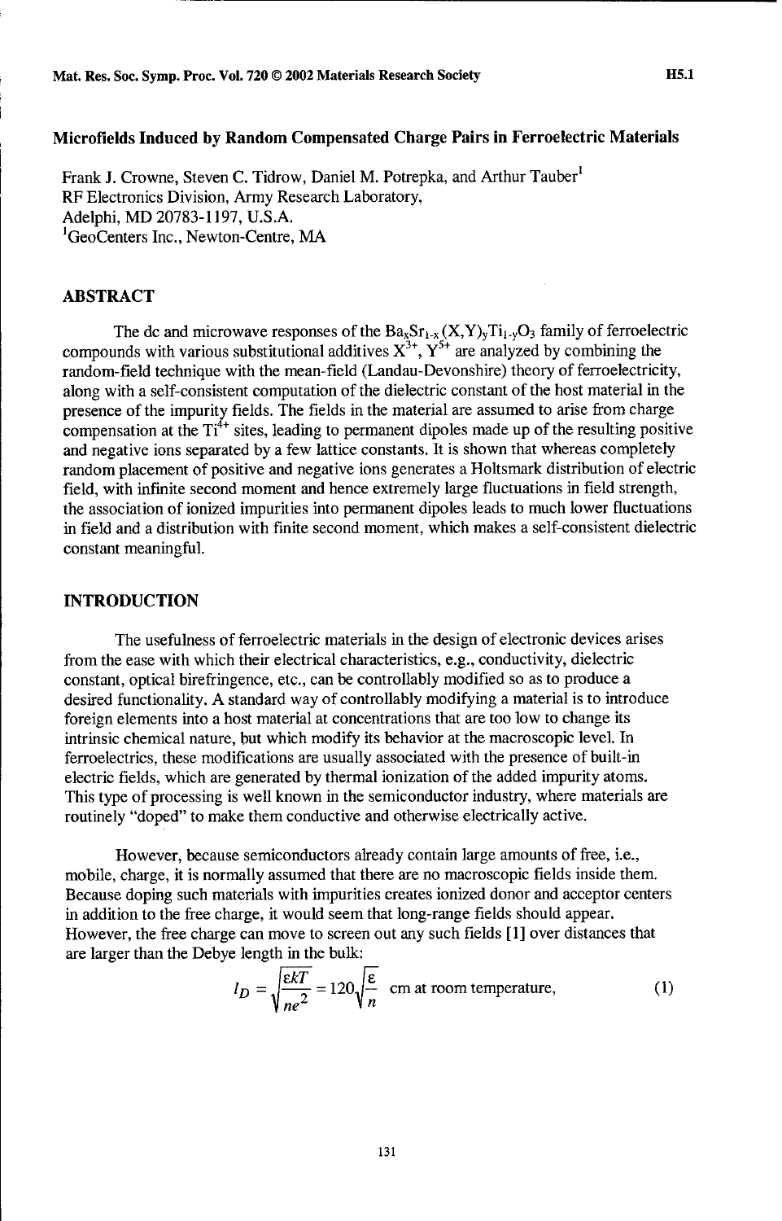**Microfields Induced by Random Compensated Charge Pairs in Ferroelectric Materials**

Frank J. Crowne, Steven C. Tidrow, Daniel M. Potrepka, and Arthur Tauber[1]
RF Electronics Division, Army Research Laboratory,
Adelphi, MD 20783-1197, U.S.A.
[1]GeoCenters Inc., Newton-Centre, MA

## ABSTRACT

The dc and microwave responses of the $Ba_xSr_{1-x}(X,Y)_yTi_{1-y}O_3$ family of ferroelectric compounds with various substitutional additives $X^{3+}$, $Y^{5+}$ are analyzed by combining the random-field technique with the mean-field (Landau-Devonshire) theory of ferroelectricity, along with a self-consistent computation of the dielectric constant of the host material in the presence of the impurity fields. The fields in the material are assumed to arise from charge compensation at the $Ti^{4+}$ sites, leading to permanent dipoles made up of the resulting positive and negative ions separated by a few lattice constants. It is shown that whereas completely random placement of positive and negative ions generates a Holtsmark distribution of electric field, with infinite second moment and hence extremely large fluctuations in field strength, the association of ionized impurities into permanent dipoles leads to much lower fluctuations in field and a distribution with finite second moment, which makes a self-consistent dielectric constant meaningful.

## INTRODUCTION

The usefulness of ferroelectric materials in the design of electronic devices arises from the ease with which their electrical characteristics, e.g., conductivity, dielectric constant, optical birefringence, etc., can be controllably modified so as to produce a desired functionality. A standard way of controllably modifying a material is to introduce foreign elements into a host material at concentrations that are too low to change its intrinsic chemical nature, but which modify its behavior at the macroscopic level. In ferroelectrics, these modifications are usually associated with the presence of built-in electric fields, which are generated by thermal ionization of the added impurity atoms. This type of processing is well known in the semiconductor industry, where materials are routinely "doped" to make them conductive and otherwise electrically active.

However, because semiconductors already contain large amounts of free, i.e., mobile, charge, it is normally assumed that there are no macroscopic fields inside them. Because doping such materials with impurities creates ionized donor and acceptor centers in addition to the free charge, it would seem that long-range fields should appear. However, the free charge can move to screen out any such fields [1] over distances that are larger than the Debye length in the bulk:

$$l_D = \sqrt{\frac{\varepsilon kT}{ne^2}} = 120\sqrt{\frac{\varepsilon}{n}} \text{ cm at room temperature,} \tag{1}$$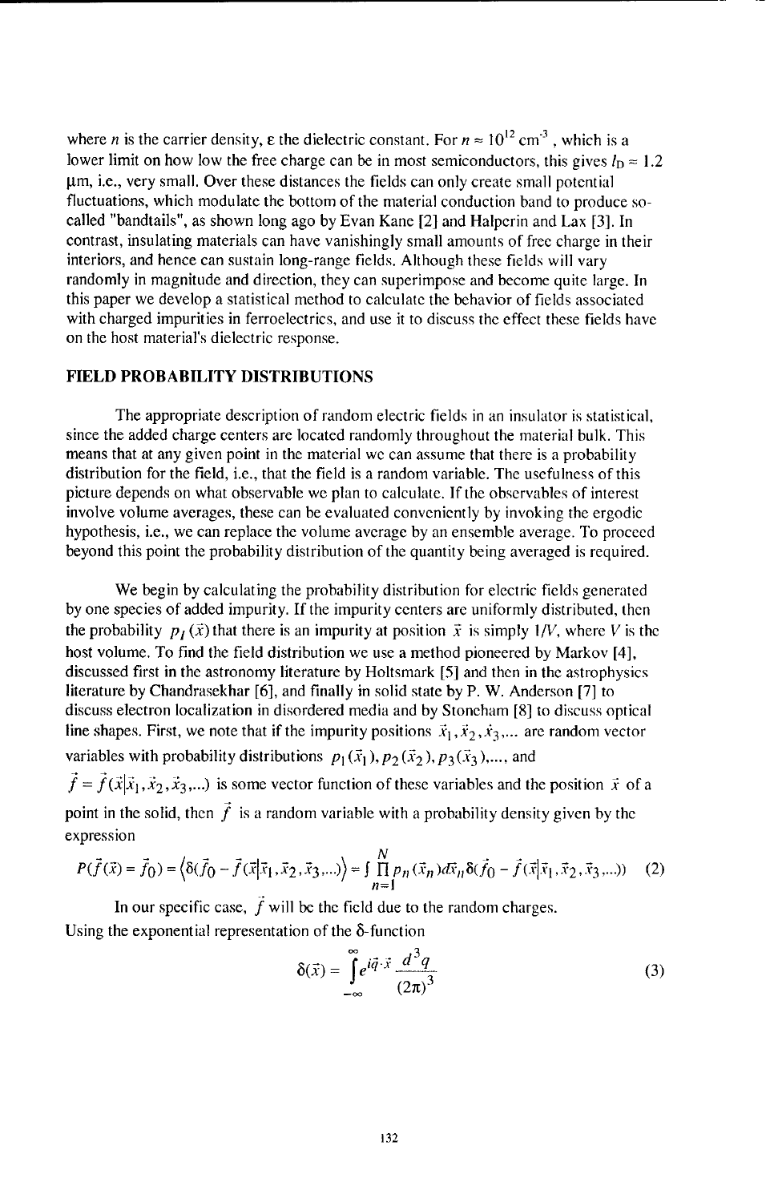where $n$ is the carrier density, $\varepsilon$ the dielectric constant. For $n \approx 10^{12}$ cm$^{-3}$, which is a lower limit on how low the free charge can be in most semiconductors, this gives $l_D \approx 1.2$ µm, i.e., very small. Over these distances the fields can only create small potential fluctuations, which modulate the bottom of the material conduction band to produce so-called "bandtails", as shown long ago by Evan Kane [2] and Halperin and Lax [3]. In contrast, insulating materials can have vanishingly small amounts of free charge in their interiors, and hence can sustain long-range fields. Although these fields will vary randomly in magnitude and direction, they can superimpose and become quite large. In this paper we develop a statistical method to calculate the behavior of fields associated with charged impurities in ferroelectrics, and use it to discuss the effect these fields have on the host material's dielectric response.

## FIELD PROBABILITY DISTRIBUTIONS

The appropriate description of random electric fields in an insulator is statistical, since the added charge centers are located randomly throughout the material bulk. This means that at any given point in the material we can assume that there is a probability distribution for the field, i.e., that the field is a random variable. The usefulness of this picture depends on what observable we plan to calculate. If the observables of interest involve volume averages, these can be evaluated conveniently by invoking the ergodic hypothesis, i.e., we can replace the volume average by an ensemble average. To proceed beyond this point the probability distribution of the quantity being averaged is required.

We begin by calculating the probability distribution for electric fields generated by one species of added impurity. If the impurity centers are uniformly distributed, then the probability $p_I(\vec{x})$ that there is an impurity at position $\vec{x}$ is simply $1/V$, where $V$ is the host volume. To find the field distribution we use a method pioneered by Markov [4], discussed first in the astronomy literature by Holtsmark [5] and then in the astrophysics literature by Chandrasekhar [6], and finally in solid state by P. W. Anderson [7] to discuss electron localization in disordered media and by Stoneham [8] to discuss optical line shapes. First, we note that if the impurity positions $\vec{x}_1, \vec{x}_2, \vec{x}_3, \ldots$ are random vector variables with probability distributions $p_1(\vec{x}_1), p_2(\vec{x}_2), p_3(\vec{x}_3), \ldots$, and $\vec{f} = \vec{f}(\vec{x}|\vec{x}_1, \vec{x}_2, \vec{x}_3, \ldots)$ is some vector function of these variables and the position $\vec{x}$ of a point in the solid, then $\vec{f}$ is a random variable with a probability density given by the expression

$$P(\vec{f}(\vec{x}) = \vec{f}_0) = \left\langle \delta(\vec{f}_0 - \vec{f}(\vec{x}|\vec{x}_1, \vec{x}_2, \vec{x}_3, \ldots)) \right\rangle = \int \prod_{n=1}^{N} p_n(\vec{x}_n) d\vec{x}_n \delta(\vec{f}_0 - \vec{f}(\vec{x}|\vec{x}_1, \vec{x}_2, \vec{x}_3, \ldots)) \quad (2)$$

In our specific case, $\vec{f}$ will be the field due to the random charges.
Using the exponential representation of the $\delta$-function

$$\delta(\vec{x}) = \int_{-\infty}^{\infty} e^{i\vec{q}\cdot\vec{x}} \frac{d^3q}{(2\pi)^3} \quad (3)$$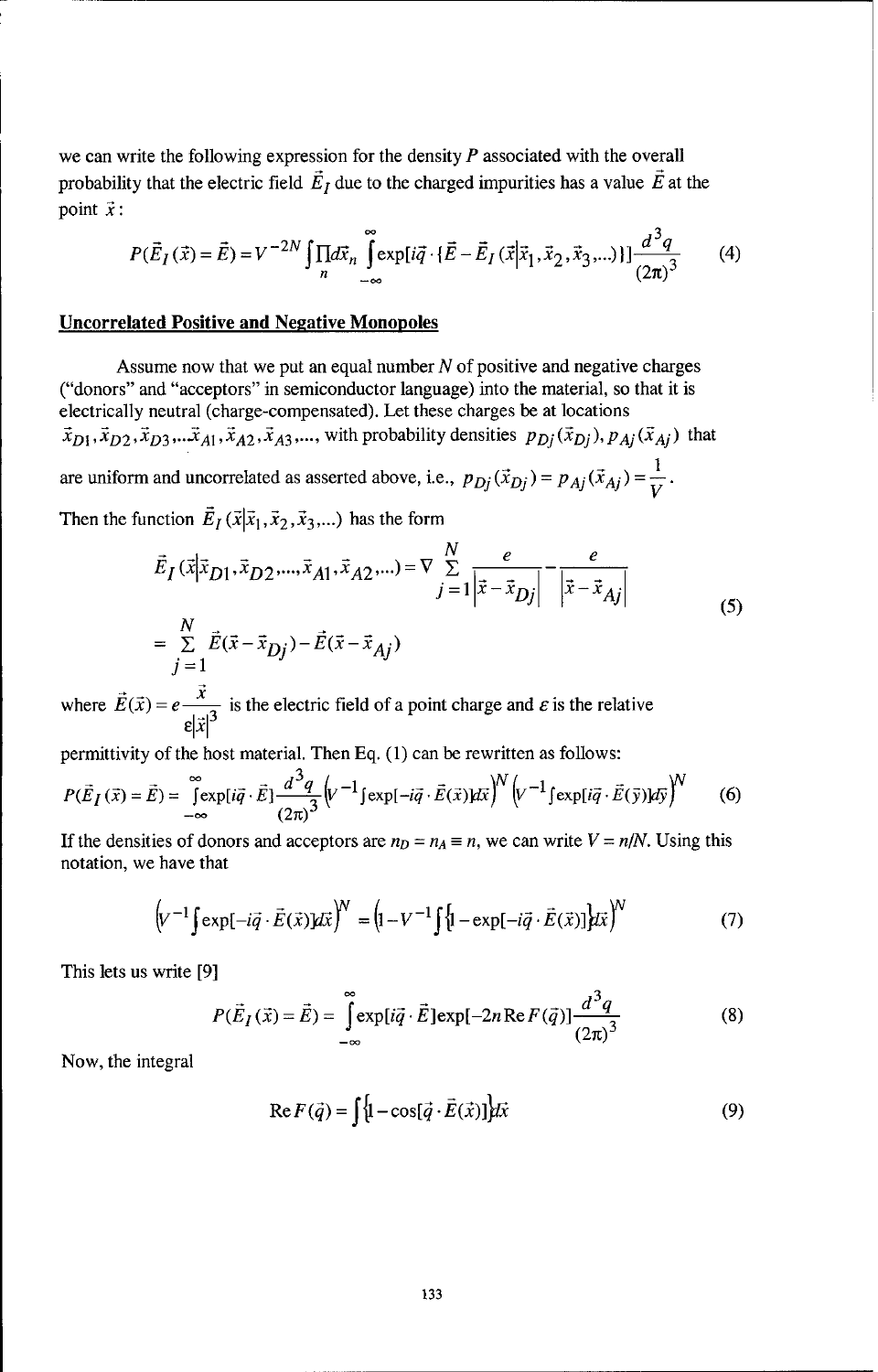we can write the following expression for the density $P$ associated with the overall probability that the electric field $\vec{E}_I$ due to the charged impurities has a value $\vec{E}$ at the point $\vec{x}$:

$$P(\vec{E}_I(\vec{x}) = \vec{E}) = V^{-2N} \int \prod_n d\vec{x}_n \int_{-\infty}^{\infty} \exp[i\vec{q} \cdot \{\vec{E} - \vec{E}_I(\vec{x}|\vec{x}_1, \vec{x}_2, \vec{x}_3, ...)\}] \frac{d^3 q}{(2\pi)^3} \tag{4}$$

## Uncorrelated Positive and Negative Monopoles

Assume now that we put an equal number $N$ of positive and negative charges ("donors" and "acceptors" in semiconductor language) into the material, so that it is electrically neutral (charge-compensated). Let these charges be at locations $\vec{x}_{D1}, \vec{x}_{D2}, \vec{x}_{D3} ... \vec{x}_{A1}, \vec{x}_{A2}, \vec{x}_{A3}, ....$, with probability densities $p_{Dj}(\vec{x}_{Dj}), p_{Aj}(\vec{x}_{Aj})$ that are uniform and uncorrelated as asserted above, i.e., $p_{Dj}(\vec{x}_{Dj}) = p_{Aj}(\vec{x}_{Aj}) = \frac{1}{V}$.

Then the function $\vec{E}_I(\vec{x}|\vec{x}_1, \vec{x}_2, \vec{x}_3, ...)$ has the form

$$\begin{aligned} \vec{E}_I(\vec{x}|\vec{x}_{D1}, \vec{x}_{D2}, ...., \vec{x}_{A1}, \vec{x}_{A2}, ...) &= \nabla \sum_{j=1}^{N} \frac{e}{|\vec{x} - \vec{x}_{Dj}|} - \frac{e}{|\vec{x} - \vec{x}_{Aj}|} \\ &= \sum_{j=1}^{N} \vec{E}(\vec{x} - \vec{x}_{Dj}) - \vec{E}(\vec{x} - \vec{x}_{Aj}) \end{aligned} \tag{5}$$

where $\vec{E}(\vec{x}) = e\frac{\vec{x}}{\varepsilon|\vec{x}|^3}$ is the electric field of a point charge and $\varepsilon$ is the relative permittivity of the host material. Then Eq. (1) can be rewritten as follows:

$$P(\vec{E}_I(\vec{x}) = \vec{E}) = \int_{-\infty}^{\infty} \exp[i\vec{q} \cdot \vec{E}] \frac{d^3 q}{(2\pi)^3} \left(V^{-1} \int \exp[-i\vec{q} \cdot \vec{E}(\vec{x})] d\vec{x}\right)^N \left(V^{-1} \int \exp[i\vec{q} \cdot \vec{E}(\vec{y})] d\vec{y}\right)^N \tag{6}$$

If the densities of donors and acceptors are $n_D = n_A \equiv n$, we can write $V = n/N$. Using this notation, we have that

$$\left(V^{-1} \int \exp[-i\vec{q} \cdot \vec{E}(\vec{x})] d\vec{x}\right)^N = \left(1 - V^{-1} \int \{1 - \exp[-i\vec{q} \cdot \vec{E}(\vec{x})]\} d\vec{x}\right)^N \tag{7}$$

This lets us write [9]

$$P(\vec{E}_I(\vec{x}) = \vec{E}) = \int_{-\infty}^{\infty} \exp[i\vec{q} \cdot \vec{E}] \exp[-2n \operatorname{Re} F(\vec{q})] \frac{d^3 q}{(2\pi)^3} \tag{8}$$

Now, the integral

$$\operatorname{Re} F(\vec{q}) = \int \{1 - \cos[\vec{q} \cdot \vec{E}(\vec{x})]\} d\vec{x} \tag{9}$$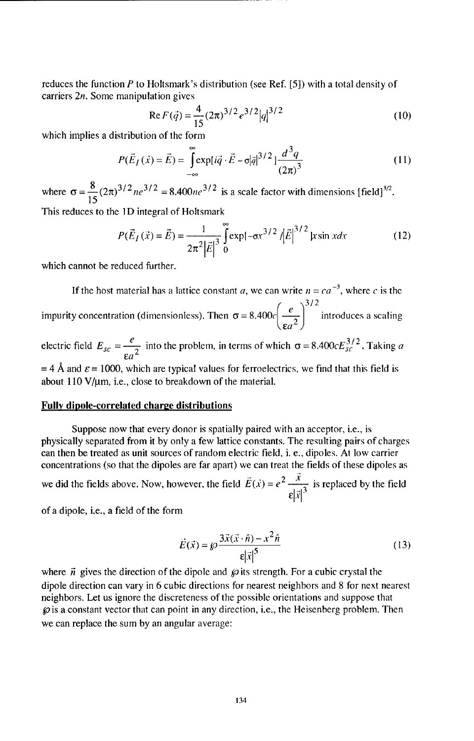reduces the function $P$ to Holtsmark's distribution (see Ref. [5]) with a total density of carriers $2n$. Some manipulation gives

$$\mathrm{Re}\, F(\vec{q}) = \frac{4}{15}(2\pi)^{3/2} e^{3/2} |q|^{3/2} \tag{10}$$

which implies a distribution of the form

$$P(\vec{E}_I(\vec{x}) = \vec{E}) = \int_{-\infty}^{\infty} \exp[i\vec{q}\cdot\vec{E} - \sigma|\vec{q}|^{3/2}] \frac{d^3 q}{(2\pi)^3} \tag{11}$$

where $\sigma = \frac{8}{15}(2\pi)^{3/2} n e^{3/2} = 8.400 n e^{3/2}$ is a scale factor with dimensions [field]$^{3/2}$.
This reduces to the 1D integral of Holtsmark

$$P(\vec{E}_I(\vec{x}) = \vec{E}) = \frac{1}{2\pi^2 |\vec{E}|^3} \int_0^{\infty} \exp[-\sigma x^{3/2} / |\vec{E}|^{3/2}] x \sin x dx \tag{12}$$

which cannot be reduced further.

If the host material has a lattice constant $a$, we can write $n = ca^{-3}$, where $c$ is the impurity concentration (dimensionless). Then $\sigma = 8.400c\left(\frac{e}{\varepsilon a^2}\right)^{3/2}$ introduces a scaling electric field $E_{sc} = \frac{e}{\varepsilon a^2}$ into the problem, in terms of which $\sigma = 8.400 c E_{sc}^{3/2}$. Taking $a$ = 4 Å and $\varepsilon = 1000$, which are typical values for ferroelectrics, we find that this field is about 110 V/μm, i.e., close to breakdown of the material.

## Fully dipole-correlated charge distributions

Suppose now that every donor is spatially paired with an acceptor, i.e., is physically separated from it by only a few lattice constants. The resulting pairs of charges can then be treated as unit sources of random electric field, i. e., dipoles. At low carrier concentrations (so that the dipoles are far apart) we can treat the fields of these dipoles as we did the fields above. Now, however, the field $\vec{E}(\vec{x}) = e^2 \frac{\vec{x}}{\varepsilon|\vec{x}|^3}$ is replaced by the field of a dipole, i.e., a field of the form

$$\vec{E}(\vec{x}) = \wp \frac{3\vec{x}(\vec{x}\cdot\hat{n}) - x^2 \hat{n}}{\varepsilon|\vec{x}|^5} \tag{13}$$

where $\hat{n}$ gives the direction of the dipole and $\wp$ its strength. For a cubic crystal the dipole direction can vary in 6 cubic directions for nearest neighbors and 8 for next nearest neighbors. Let us ignore the discreteness of the possible orientations and suppose that $\wp$ is a constant vector that can point in any direction, i.e., the Heisenberg problem. Then we can replace the sum by an angular average: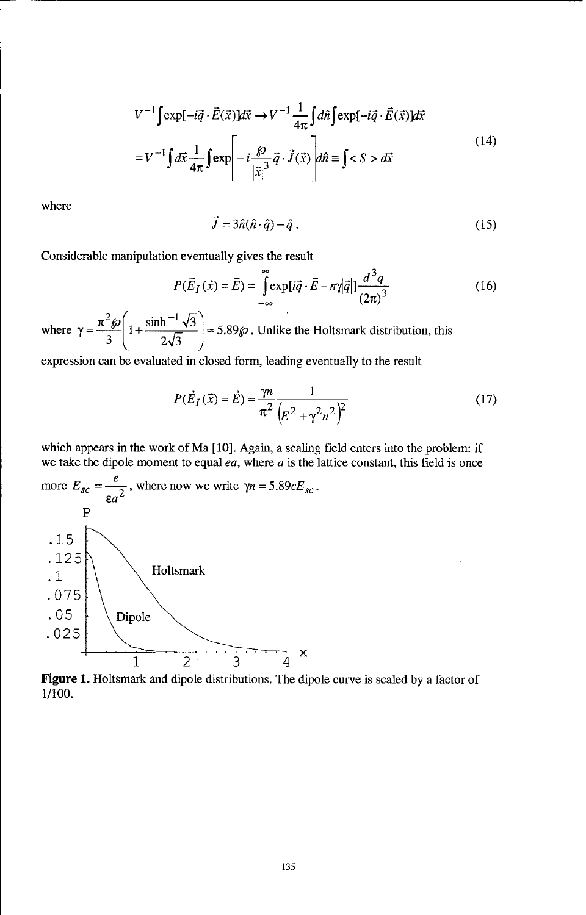$$V^{-1}\int \exp[-i\vec{q}\cdot\vec{E}(\vec{x})]d\vec{x} \rightarrow V^{-1}\frac{1}{4\pi}\int d\hat{n}\int \exp[-i\vec{q}\cdot\vec{E}(\vec{x})]d\vec{x}$$

$$= V^{-1}\int d\vec{x}\frac{1}{4\pi}\int \exp\left[-i\frac{\wp}{|\vec{x}|^3}\vec{q}\cdot\vec{J}(\vec{x})\right]d\hat{n} \equiv \int <S> d\vec{x} \tag{14}$$

where

$$\vec{J} = 3\hat{n}(\hat{n}\cdot\hat{q}) - \hat{q}\,. \tag{15}$$

Considerable manipulation eventually gives the result

$$P(\vec{E}_I(\vec{x}) = \vec{E}) = \int_{-\infty}^{\infty} \exp[i\vec{q}\cdot\vec{E} - n\gamma|\vec{q}|]\frac{d^3q}{(2\pi)^3} \tag{16}$$

where $\gamma = \frac{\pi^2\wp}{3}\left(1 + \frac{\sinh^{-1}\sqrt{3}}{2\sqrt{3}}\right) \approx 5.89\wp$. Unlike the Holtsmark distribution, this expression can be evaluated in closed form, leading eventually to the result

$$P(\vec{E}_I(\vec{x}) = \vec{E}) = \frac{\gamma n}{\pi^2}\frac{1}{\left(E^2 + \gamma^2 n^2\right)^2} \tag{17}$$

which appears in the work of Ma [10]. Again, a scaling field enters into the problem: if we take the dipole moment to equal $ea$, where $a$ is the lattice constant, this field is once more $E_{sc} = \frac{e}{\varepsilon a^2}$, where now we write $\gamma n = 5.89cE_{sc}$.

**Figure 1.** Holtsmark and dipole distributions. The dipole curve is scaled by a factor of 1/100.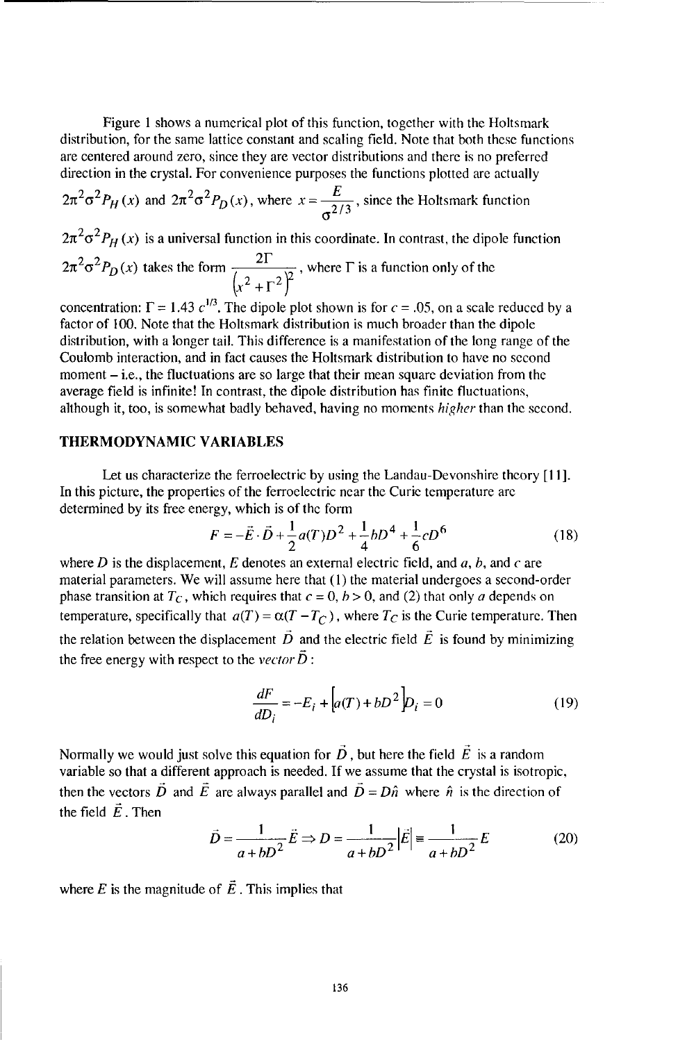Figure 1 shows a numerical plot of this function, together with the Holtsmark distribution, for the same lattice constant and scaling field. Note that both these functions are centered around zero, since they are vector distributions and there is no preferred direction in the crystal. For convenience purposes the functions plotted are actually $2\pi^2\sigma^2 P_H(x)$ and $2\pi^2\sigma^2 P_D(x)$, where $x = \dfrac{E}{\sigma^{2/3}}$, since the Holtsmark function $2\pi^2\sigma^2 P_H(x)$ is a universal function in this coordinate. In contrast, the dipole function $2\pi^2\sigma^2 P_D(x)$ takes the form $\dfrac{2\Gamma}{\left(x^2+\Gamma^2\right)^2}$, where $\Gamma$ is a function only of the concentration: $\Gamma = 1.43\ c^{1/3}$. The dipole plot shown is for $c = .05$, on a scale reduced by a factor of 100. Note that the Holtsmark distribution is much broader than the dipole distribution, with a longer tail. This difference is a manifestation of the long range of the Coulomb interaction, and in fact causes the Holtsmark distribution to have no second moment – i.e., the fluctuations are so large that their mean square deviation from the average field is infinite! In contrast, the dipole distribution has finite fluctuations, although it, too, is somewhat badly behaved, having no moments *higher* than the second.

## THERMODYNAMIC VARIABLES

Let us characterize the ferroelectric by using the Landau-Devonshire theory [11]. In this picture, the properties of the ferroelectric near the Curie temperature are determined by its free energy, which is of the form

$$F = -\vec{E}\cdot\vec{D} + \frac{1}{2}a(T)D^2 + \frac{1}{4}bD^4 + \frac{1}{6}cD^6 \tag{18}$$

where $D$ is the displacement, $E$ denotes an external electric field, and $a$, $b$, and $c$ are material parameters. We will assume here that (1) the material undergoes a second-order phase transition at $T_C$, which requires that $c = 0$, $b > 0$, and (2) that only $a$ depends on temperature, specifically that $a(T) = \alpha(T - T_C)$, where $T_C$ is the Curie temperature. Then the relation between the displacement $\vec{D}$ and the electric field $\vec{E}$ is found by minimizing the free energy with respect to the *vector* $\vec{D}$:

$$\frac{dF}{dD_i} = -E_i + \left[a(T) + bD^2\right]D_i = 0 \tag{19}$$

Normally we would just solve this equation for $\vec{D}$, but here the field $\vec{E}$ is a random variable so that a different approach is needed. If we assume that the crystal is isotropic, then the vectors $\vec{D}$ and $\vec{E}$ are always parallel and $\vec{D} = D\hat{n}$ where $\hat{n}$ is the direction of the field $\vec{E}$. Then

$$\vec{D} = \frac{1}{a+bD^2}\vec{E} \Rightarrow D = \frac{1}{a+bD^2}\left|\vec{E}\right| \equiv \frac{1}{a+bD^2}E \tag{20}$$

where $E$ is the magnitude of $\vec{E}$. This implies that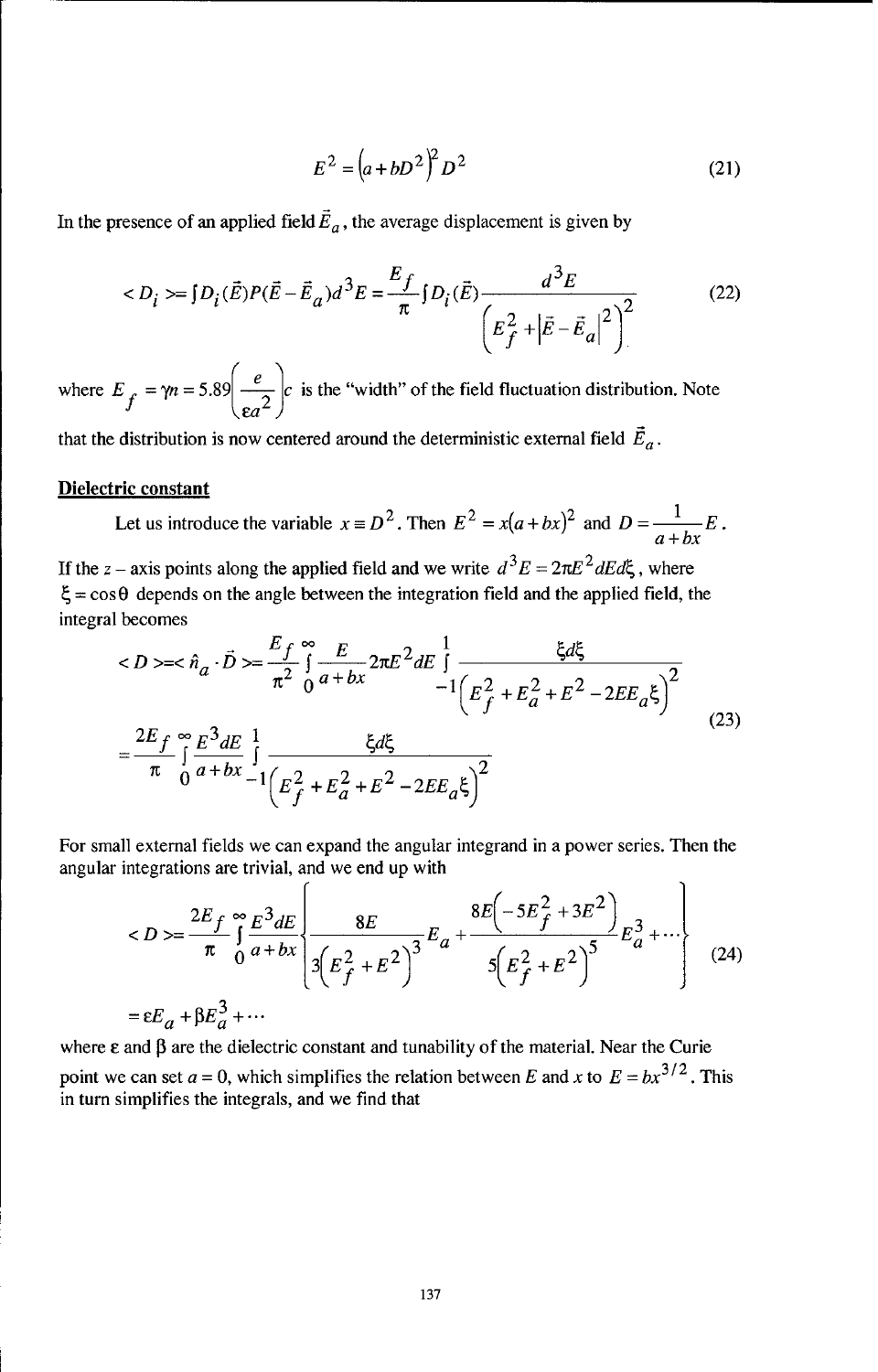$$E^2 = \left(a + bD^2\right)^2 D^2 \tag{21}$$

In the presence of an applied field $\vec{E}_a$, the average displacement is given by

$$< D_i > = \int D_i(\vec{E}) P(\vec{E} - \vec{E}_a) d^3E = \frac{E_f}{\pi} \int D_i(\vec{E}) \frac{d^3E}{\left(E_f^2 + \left|\vec{E} - \vec{E}_a\right|^2\right)^2} \tag{22}$$

where $E_f = \gamma n = 5.89\left(\frac{e}{\varepsilon a^2}\right)c$ is the "width" of the field fluctuation distribution. Note that the distribution is now centered around the deterministic external field $\vec{E}_a$.

## Dielectric constant

Let us introduce the variable $x \equiv D^2$. Then $E^2 = x(a + bx)^2$ and $D = \frac{1}{a + bx}E$.

If the $z$ – axis points along the applied field and we write $d^3E = 2\pi E^2 dE d\xi$, where $\xi = \cos\theta$ depends on the angle between the integration field and the applied field, the integral becomes

$$\begin{aligned} < D > = < \hat{n}_a \cdot \vec{D} > &= \frac{E_f}{\pi^2} \int_0^\infty \frac{E}{a + bx} 2\pi E^2 dE \int_{-1}^{1} \frac{\xi d\xi}{\left(E_f^2 + E_a^2 + E^2 - 2EE_a\xi\right)^2} \\ &= \frac{2E_f}{\pi} \int_0^\infty \frac{E^3 dE}{a + bx} \int_{-1}^{1} \frac{\xi d\xi}{\left(E_f^2 + E_a^2 + E^2 - 2EE_a\xi\right)^2} \end{aligned} \tag{23}$$

For small external fields we can expand the angular integrand in a power series. Then the angular integrations are trivial, and we end up with

$$\begin{aligned} < D > &= \frac{2E_f}{\pi} \int_0^\infty \frac{E^3 dE}{a + bx} \left\{ \frac{8E}{3\left(E_f^2 + E^2\right)^3} E_a + \frac{8E\left(-5E_f^2 + 3E^2\right)}{5\left(E_f^2 + E^2\right)^5} E_a^3 + \cdots \right\} \\ &= \varepsilon E_a + \beta E_a^3 + \cdots \end{aligned} \tag{24}$$

where $\varepsilon$ and $\beta$ are the dielectric constant and tunability of the material. Near the Curie point we can set $a = 0$, which simplifies the relation between $E$ and $x$ to $E = bx^{3/2}$. This in turn simplifies the integrals, and we find that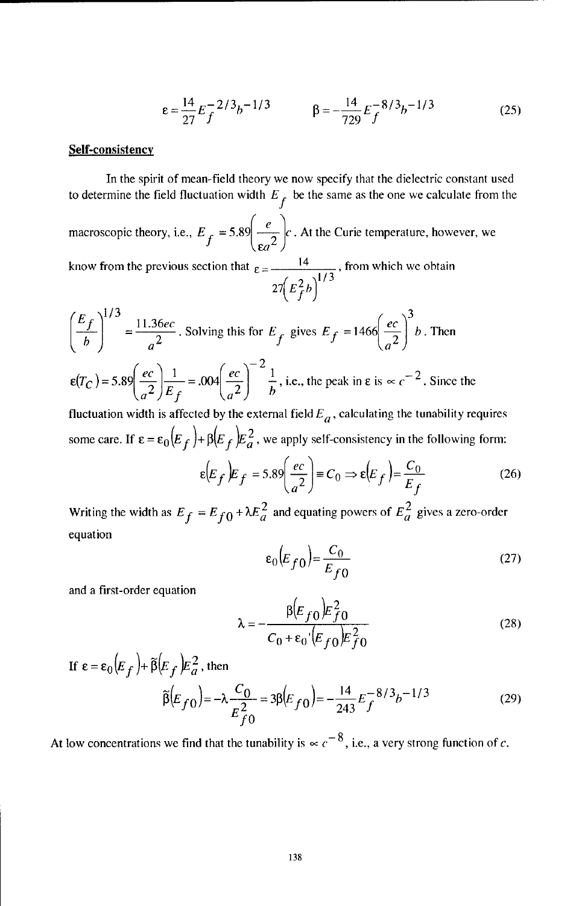$$\varepsilon = \frac{14}{27} E_f^{-2/3} b^{-1/3} \qquad \beta = -\frac{14}{729} E_f^{-8/3} b^{-1/3} \tag{25}$$

## Self-consistency

In the spirit of mean-field theory we now specify that the dielectric constant used to determine the field fluctuation width $E_f$ be the same as the one we calculate from the macroscopic theory, i.e., $E_f = 5.89\left(\frac{e}{\varepsilon a^2}\right)c$. At the Curie temperature, however, we know from the previous section that $\varepsilon = \frac{14}{27\left(E_f^2 b\right)^{1/3}}$, from which we obtain $\left(\frac{E_f}{b}\right)^{1/3} = \frac{11.36ec}{a^2}$. Solving this for $E_f$ gives $E_f = 1466\left(\frac{ec}{a^2}\right)^3 b$. Then $\varepsilon(T_C) = 5.89\left(\frac{ec}{a^2}\right)\frac{1}{E_f} = .004\left(\frac{ec}{a^2}\right)^{-2}\frac{1}{b}$, i.e., the peak in $\varepsilon$ is $\propto c^{-2}$. Since the fluctuation width is affected by the external field $E_a$, calculating the tunability requires some care. If $\varepsilon = \varepsilon_0(E_f) + \beta(E_f)E_a^2$, we apply self-consistency in the following form:

$$\varepsilon(E_f)E_f = 5.89\left(\frac{ec}{a^2}\right) \equiv C_0 \Rightarrow \varepsilon(E_f) = \frac{C_0}{E_f} \tag{26}$$

Writing the width as $E_f = E_{f0} + \lambda E_a^2$ and equating powers of $E_a^2$ gives a zero-order equation

$$\varepsilon_0(E_{f0}) = \frac{C_0}{E_{f0}} \tag{27}$$

and a first-order equation

$$\lambda = -\frac{\beta(E_{f0})E_{f0}^2}{C_0 + \varepsilon_0'(E_{f0})E_{f0}^2} \tag{28}$$

If $\varepsilon = \varepsilon_0(E_f) + \tilde{\beta}(E_f)E_a^2$, then

$$\tilde{\beta}(E_{f0}) = -\lambda\frac{C_0}{E_{f0}^2} = 3\beta(E_{f0}) = -\frac{14}{243} E_f^{-8/3} b^{-1/3} \tag{29}$$

At low concentrations we find that the tunability is $\propto c^{-8}$, i.e., a very strong function of $c$.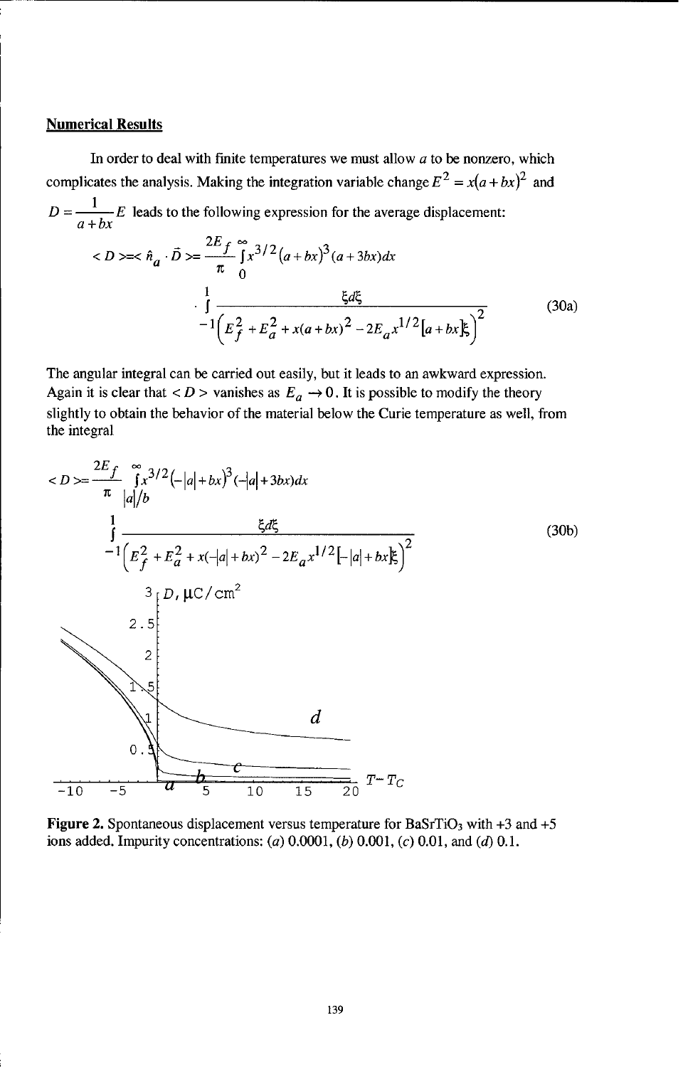## Numerical Results

In order to deal with finite temperatures we must allow $a$ to be nonzero, which complicates the analysis. Making the integration variable change $E^2 = x(a+bx)^2$ and $D = \frac{1}{a+bx}E$ leads to the following expression for the average displacement:

$$< D > = < \hat{n}_a \cdot \vec{D} > = \frac{2E_f}{\pi} \int_0^\infty x^{3/2}(a+bx)^3(a+3bx)dx \cdot \int_{-1}^{1} \frac{\xi d\xi}{\left(E_f^2 + E_a^2 + x(a+bx)^2 - 2E_a x^{1/2}[a+bx]\xi\right)^2} \tag{30a}$$

The angular integral can be carried out easily, but it leads to an awkward expression. Again it is clear that $< D >$ vanishes as $E_a \to 0$. It is possible to modify the theory slightly to obtain the behavior of the material below the Curie temperature as well, from the integral

$$< D > = \frac{2E_f}{\pi} \int_{|a|/b}^\infty x^{3/2}(-|a|+bx)^3(-|a|+3bx)dx \int_{-1}^{1} \frac{\xi d\xi}{\left(E_f^2 + E_a^2 + x(-|a|+bx)^2 - 2E_a x^{1/2}[-|a|+bx]\xi\right)^2} \tag{30b}$$

**Figure 2.** Spontaneous displacement versus temperature for $BaSrTiO_3$ with +3 and +5 ions added. Impurity concentrations: (*a*) 0.0001, (*b*) 0.001, (*c*) 0.01, and (*d*) 0.1.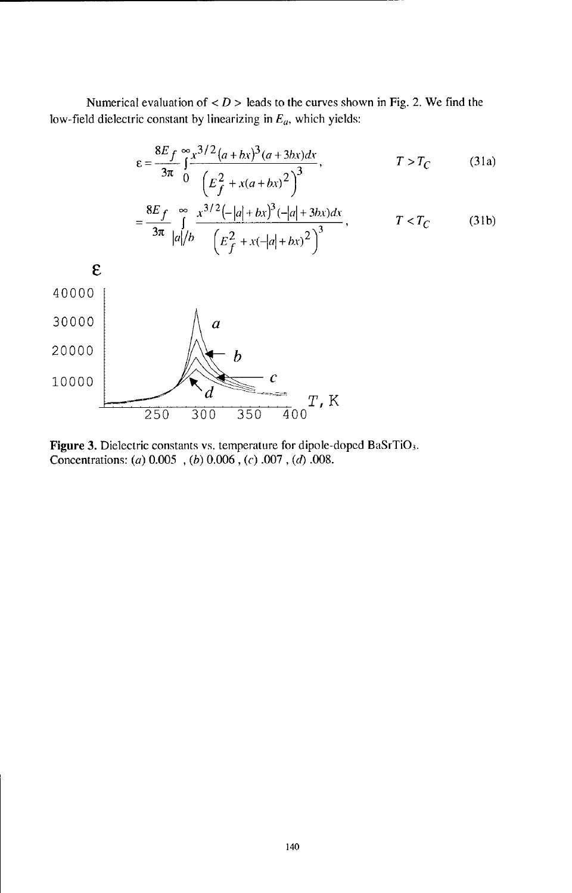Numerical evaluation of $< D >$ leads to the curves shown in Fig. 2. We find the low-field dielectric constant by linearizing in $E_a$, which yields:

$$\varepsilon = \frac{8E_f}{3\pi} \int_0^{\infty} \frac{x^{3/2}(a+bx)^3(a+3bx)dx}{\left(E_f^2 + x(a+bx)^2\right)^3}, \qquad T > T_C \qquad (31a)$$

$$= \frac{8E_f}{3\pi} \int_{|a|/b}^{\infty} \frac{x^{3/2}(-|a|+bx)^3(-|a|+3bx)dx}{\left(E_f^2 + x(-|a|+bx)^2\right)^3}, \qquad T < T_C \qquad (31b)$$

**Figure 3.** Dielectric constants vs. temperature for dipole-doped $BaSrTiO_3$. Concentrations: (*a*) 0.005 , (*b*) 0.006 , (*c*) .007 , (*d*) .008.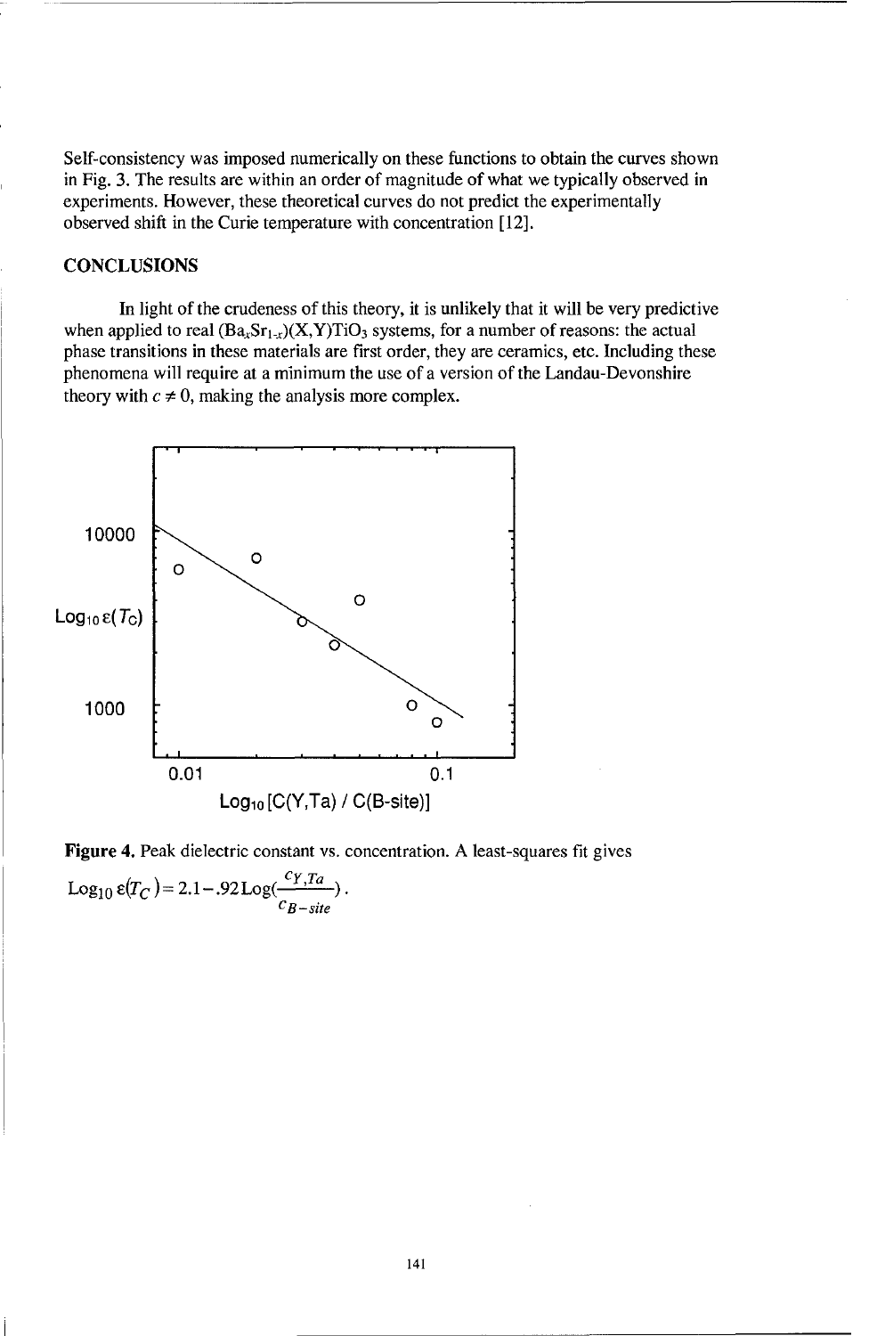Self-consistency was imposed numerically on these functions to obtain the curves shown in Fig. 3. The results are within an order of magnitude of what we typically observed in experiments. However, these theoretical curves do not predict the experimentally observed shift in the Curie temperature with concentration [12].

## CONCLUSIONS

In light of the crudeness of this theory, it is unlikely that it will be very predictive when applied to real $(Ba_xSr_{1-x})(X,Y)TiO_3$ systems, for a number of reasons: the actual phase transitions in these materials are first order, they are ceramics, etc. Including these phenomena will require at a minimum the use of a version of the Landau-Devonshire theory with $c \neq 0$, making the analysis more complex.

**Figure 4.** Peak dielectric constant vs. concentration. A least-squares fit gives $\mathrm{Log}_{10}\, \varepsilon(T_C) = 2.1 - .92\,\mathrm{Log}(\frac{c_{Y,Ta}}{c_{B-site}})$.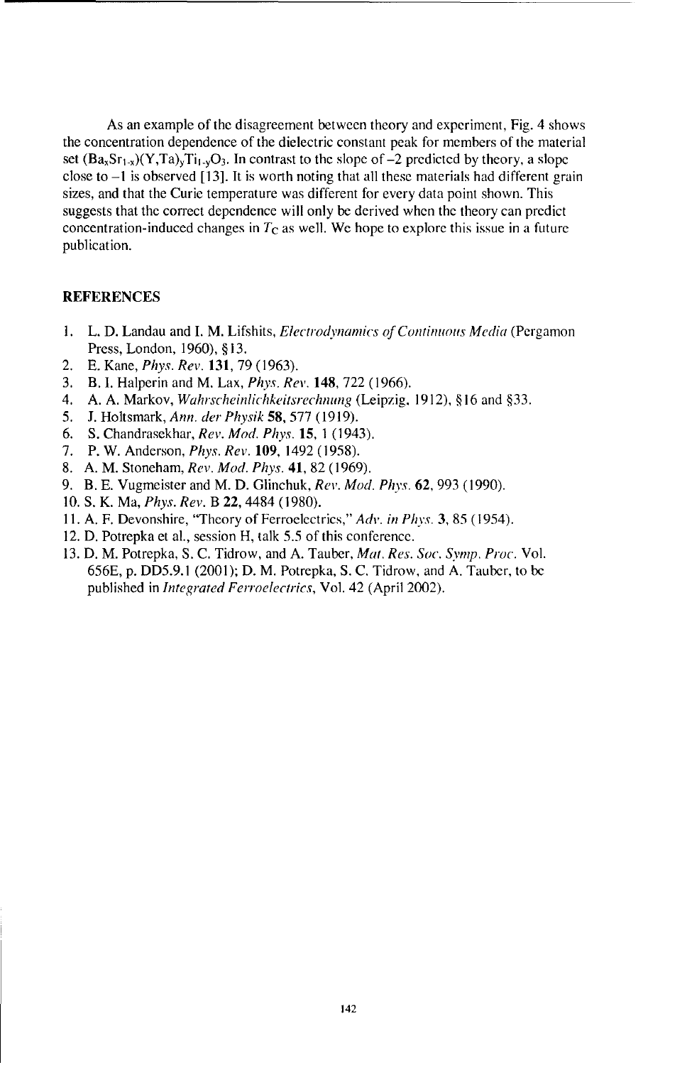As an example of the disagreement between theory and experiment, Fig. 4 shows the concentration dependence of the dielectric constant peak for members of the material set $(Ba_xSr_{1-x})(Y,Ta)_yTi_{1-y}O_3$. In contrast to the slope of −2 predicted by theory, a slope close to −1 is observed [13]. It is worth noting that all these materials had different grain sizes, and that the Curie temperature was different for every data point shown. This suggests that the correct dependence will only be derived when the theory can predict concentration-induced changes in $T_C$ as well. We hope to explore this issue in a future publication.

## REFERENCES

1. L. D. Landau and I. M. Lifshits, *Electrodynamics of Continuous Media* (Pergamon Press, London, 1960), §13.
2. E. Kane, *Phys. Rev.* **131**, 79 (1963).
3. B. I. Halperin and M. Lax, *Phys. Rev.* **148**, 722 (1966).
4. A. A. Markov, *Wahrscheinlichkeitsrechnung* (Leipzig, 1912), §16 and §33.
5. J. Holtsmark, *Ann. der Physik* **58**, 577 (1919).
6. S. Chandrasekhar, *Rev. Mod. Phys.* **15**, 1 (1943).
7. P. W. Anderson, *Phys. Rev.* **109**, 1492 (1958).
8. A. M. Stoneham, *Rev. Mod. Phys.* **41**, 82 (1969).
9. B. E. Vugmeister and M. D. Glinchuk, *Rev. Mod. Phys.* **62**, 993 (1990).
10. S. K. Ma, *Phys. Rev.* B **22**, 4484 (1980).
11. A. F. Devonshire, "Theory of Ferroelectrics," *Adv. in Phys.* **3**, 85 (1954).
12. D. Potrepka et al., session H, talk 5.5 of this conference.
13. D. M. Potrepka, S. C. Tidrow, and A. Tauber, *Mat. Res. Soc. Symp. Proc.* Vol. 656E, p. DD5.9.1 (2001); D. M. Potrepka, S. C. Tidrow, and A. Tauber, to be published in *Integrated Ferroelectrics*, Vol. 42 (April 2002).